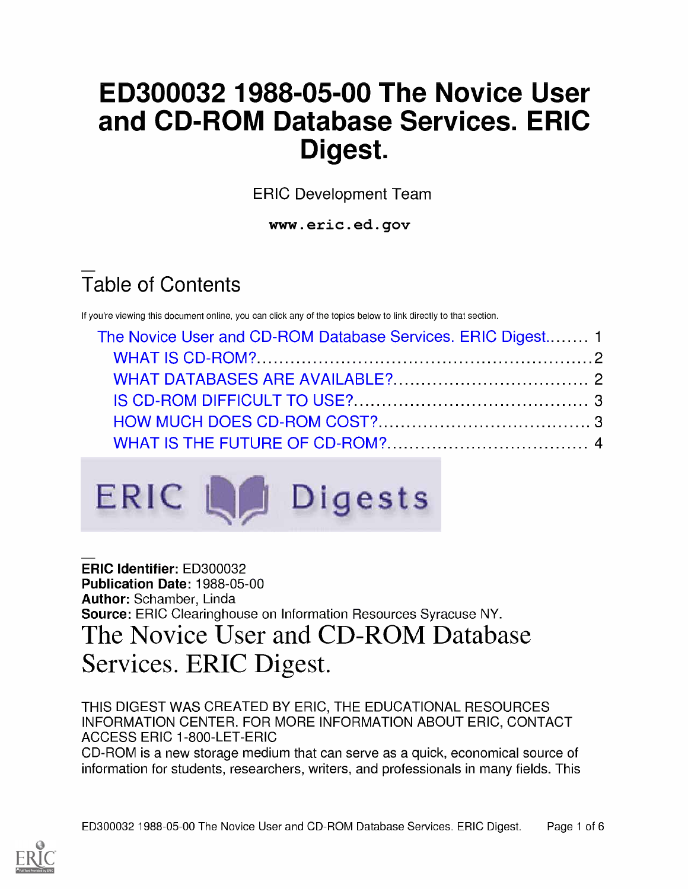# ED300032 1988-05-00 The Novice User and CD-ROM Database Services. ERIC Digest.

ERIC Development Team

**www.eric.ed.gov**

## Table of Contents

If you're viewing this document online, you can click any of the topics below to link directly to that section.

- The Novice User and CD-ROM Database Services. ERIC Digest........ 1
  - WHAT IS CD-ROM?.......................................................... 2
  - WHAT DATABASES ARE AVAILABLE?.................................. 2
  - IS CD-ROM DIFFICULT TO USE?......................................... 3
  - HOW MUCH DOES CD-ROM COST?..................................... 3
  - WHAT IS THE FUTURE OF CD-ROM?................................... 4

**ERIC Identifier:** ED300032
**Publication Date:** 1988-05-00
**Author:** Schamber, Linda
**Source:** ERIC Clearinghouse on Information Resources Syracuse NY.

# The Novice User and CD-ROM Database Services. ERIC Digest.

THIS DIGEST WAS CREATED BY ERIC, THE EDUCATIONAL RESOURCES INFORMATION CENTER. FOR MORE INFORMATION ABOUT ERIC, CONTACT ACCESS ERIC 1-800-LET-ERIC

CD-ROM is a new storage medium that can serve as a quick, economical source of information for students, researchers, writers, and professionals in many fields. This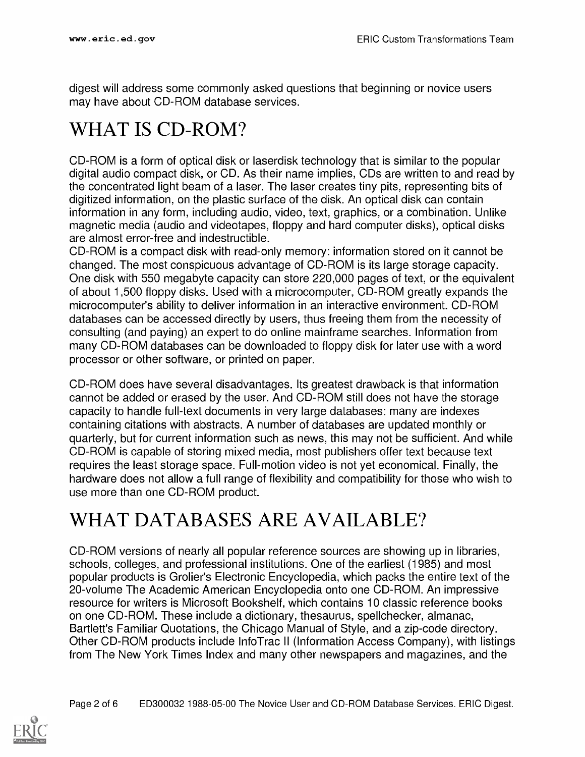digest will address some commonly asked questions that beginning or novice users may have about CD-ROM database services.

# WHAT IS CD-ROM?

CD-ROM is a form of optical disk or laserdisk technology that is similar to the popular digital audio compact disk, or CD. As their name implies, CDs are written to and read by the concentrated light beam of a laser. The laser creates tiny pits, representing bits of digitized information, on the plastic surface of the disk. An optical disk can contain information in any form, including audio, video, text, graphics, or a combination. Unlike magnetic media (audio and videotapes, floppy and hard computer disks), optical disks are almost error-free and indestructible.

CD-ROM is a compact disk with read-only memory: information stored on it cannot be changed. The most conspicuous advantage of CD-ROM is its large storage capacity. One disk with 550 megabyte capacity can store 220,000 pages of text, or the equivalent of about 1,500 floppy disks. Used with a microcomputer, CD-ROM greatly expands the microcomputer's ability to deliver information in an interactive environment. CD-ROM databases can be accessed directly by users, thus freeing them from the necessity of consulting (and paying) an expert to do online mainframe searches. Information from many CD-ROM databases can be downloaded to floppy disk for later use with a word processor or other software, or printed on paper.

CD-ROM does have several disadvantages. Its greatest drawback is that information cannot be added or erased by the user. And CD-ROM still does not have the storage capacity to handle full-text documents in very large databases: many are indexes containing citations with abstracts. A number of databases are updated monthly or quarterly, but for current information such as news, this may not be sufficient. And while CD-ROM is capable of storing mixed media, most publishers offer text because text requires the least storage space. Full-motion video is not yet economical. Finally, the hardware does not allow a full range of flexibility and compatibility for those who wish to use more than one CD-ROM product.

# WHAT DATABASES ARE AVAILABLE?

CD-ROM versions of nearly all popular reference sources are showing up in libraries, schools, colleges, and professional institutions. One of the earliest (1985) and most popular products is Grolier's Electronic Encyclopedia, which packs the entire text of the 20-volume The Academic American Encyclopedia onto one CD-ROM. An impressive resource for writers is Microsoft Bookshelf, which contains 10 classic reference books on one CD-ROM. These include a dictionary, thesaurus, spellchecker, almanac, Bartlett's Familiar Quotations, the Chicago Manual of Style, and a zip-code directory. Other CD-ROM products include InfoTrac II (Information Access Company), with listings from The New York Times Index and many other newspapers and magazines, and the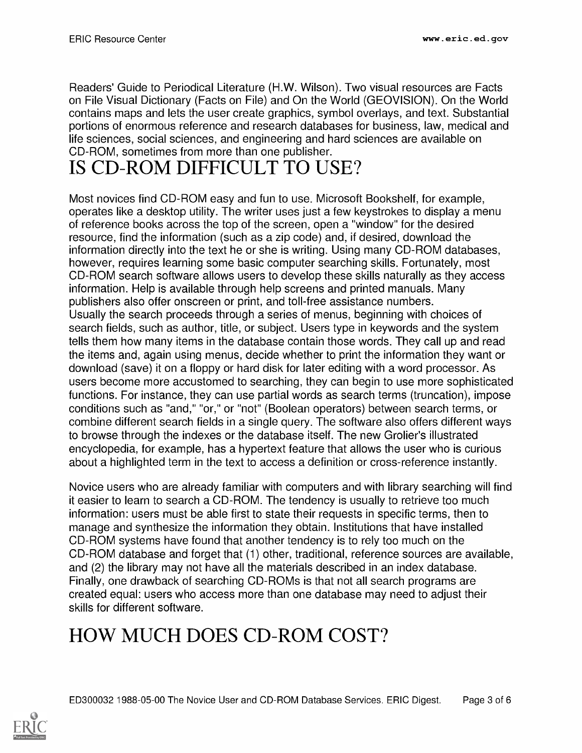Readers' Guide to Periodical Literature (H.W. Wilson). Two visual resources are Facts on File Visual Dictionary (Facts on File) and On the World (GEOVISION). On the World contains maps and lets the user create graphics, symbol overlays, and text. Substantial portions of enormous reference and research databases for business, law, medical and life sciences, social sciences, and engineering and hard sciences are available on CD-ROM, sometimes from more than one publisher.

# IS CD-ROM DIFFICULT TO USE?

Most novices find CD-ROM easy and fun to use. Microsoft Bookshelf, for example, operates like a desktop utility. The writer uses just a few keystrokes to display a menu of reference books across the top of the screen, open a "window" for the desired resource, find the information (such as a zip code) and, if desired, download the information directly into the text he or she is writing. Using many CD-ROM databases, however, requires learning some basic computer searching skills. Fortunately, most CD-ROM search software allows users to develop these skills naturally as they access information. Help is available through help screens and printed manuals. Many publishers also offer onscreen or print, and toll-free assistance numbers.
Usually the search proceeds through a series of menus, beginning with choices of search fields, such as author, title, or subject. Users type in keywords and the system tells them how many items in the database contain those words. They call up and read the items and, again using menus, decide whether to print the information they want or download (save) it on a floppy or hard disk for later editing with a word processor. As users become more accustomed to searching, they can begin to use more sophisticated functions. For instance, they can use partial words as search terms (truncation), impose conditions such as "and," "or," or "not" (Boolean operators) between search terms, or combine different search fields in a single query. The software also offers different ways to browse through the indexes or the database itself. The new Grolier's illustrated encyclopedia, for example, has a hypertext feature that allows the user who is curious about a highlighted term in the text to access a definition or cross-reference instantly.

Novice users who are already familiar with computers and with library searching will find it easier to learn to search a CD-ROM. The tendency is usually to retrieve too much information: users must be able first to state their requests in specific terms, then to manage and synthesize the information they obtain. Institutions that have installed CD-ROM systems have found that another tendency is to rely too much on the CD-ROM database and forget that (1) other, traditional, reference sources are available, and (2) the library may not have all the materials described in an index database. Finally, one drawback of searching CD-ROMs is that not all search programs are created equal: users who access more than one database may need to adjust their skills for different software.

# HOW MUCH DOES CD-ROM COST?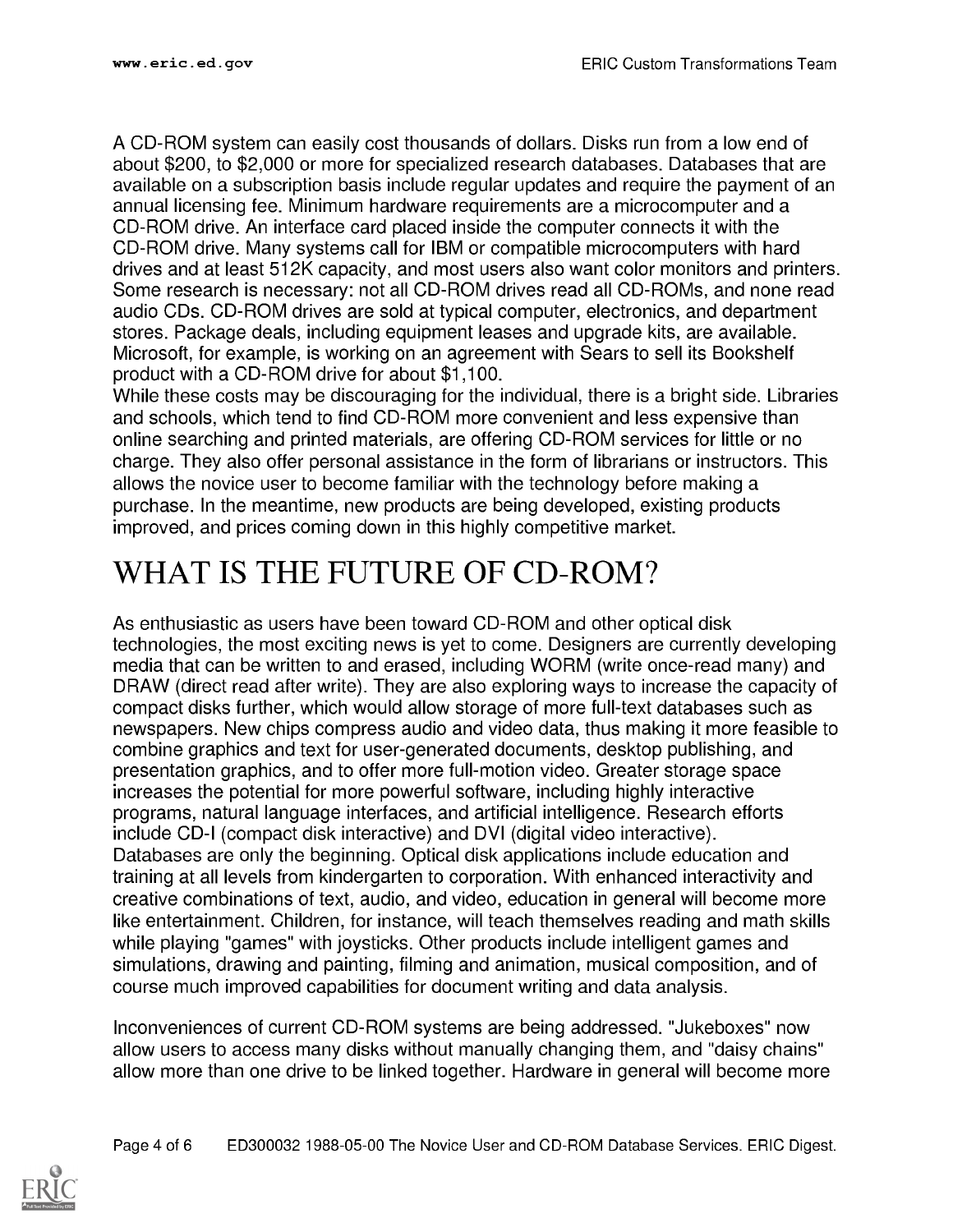A CD-ROM system can easily cost thousands of dollars. Disks run from a low end of about $200, to $2,000 or more for specialized research databases. Databases that are available on a subscription basis include regular updates and require the payment of an annual licensing fee. Minimum hardware requirements are a microcomputer and a CD-ROM drive. An interface card placed inside the computer connects it with the CD-ROM drive. Many systems call for IBM or compatible microcomputers with hard drives and at least 512K capacity, and most users also want color monitors and printers. Some research is necessary: not all CD-ROM drives read all CD-ROMs, and none read audio CDs. CD-ROM drives are sold at typical computer, electronics, and department stores. Package deals, including equipment leases and upgrade kits, are available. Microsoft, for example, is working on an agreement with Sears to sell its Bookshelf product with a CD-ROM drive for about $1,100.

While these costs may be discouraging for the individual, there is a bright side. Libraries and schools, which tend to find CD-ROM more convenient and less expensive than online searching and printed materials, are offering CD-ROM services for little or no charge. They also offer personal assistance in the form of librarians or instructors. This allows the novice user to become familiar with the technology before making a purchase. In the meantime, new products are being developed, existing products improved, and prices coming down in this highly competitive market.

# WHAT IS THE FUTURE OF CD-ROM?

As enthusiastic as users have been toward CD-ROM and other optical disk technologies, the most exciting news is yet to come. Designers are currently developing media that can be written to and erased, including WORM (write once-read many) and DRAW (direct read after write). They are also exploring ways to increase the capacity of compact disks further, which would allow storage of more full-text databases such as newspapers. New chips compress audio and video data, thus making it more feasible to combine graphics and text for user-generated documents, desktop publishing, and presentation graphics, and to offer more full-motion video. Greater storage space increases the potential for more powerful software, including highly interactive programs, natural language interfaces, and artificial intelligence. Research efforts include CD-I (compact disk interactive) and DVI (digital video interactive).

Databases are only the beginning. Optical disk applications include education and training at all levels from kindergarten to corporation. With enhanced interactivity and creative combinations of text, audio, and video, education in general will become more like entertainment. Children, for instance, will teach themselves reading and math skills while playing "games" with joysticks. Other products include intelligent games and simulations, drawing and painting, filming and animation, musical composition, and of course much improved capabilities for document writing and data analysis.

Inconveniences of current CD-ROM systems are being addressed. "Jukeboxes" now allow users to access many disks without manually changing them, and "daisy chains" allow more than one drive to be linked together. Hardware in general will become more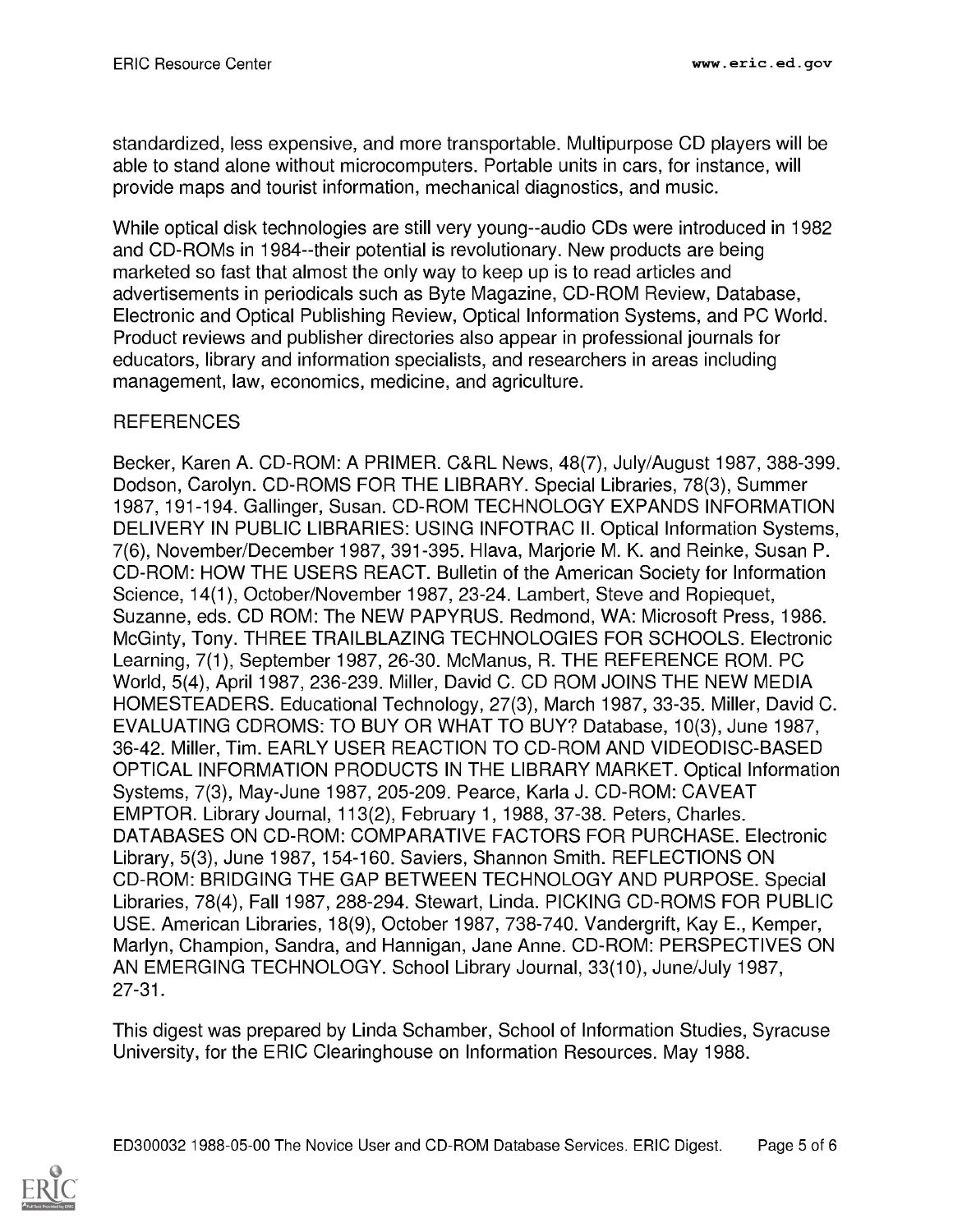standardized, less expensive, and more transportable. Multipurpose CD players will be able to stand alone without microcomputers. Portable units in cars, for instance, will provide maps and tourist information, mechanical diagnostics, and music.

While optical disk technologies are still very young--audio CDs were introduced in 1982 and CD-ROMs in 1984--their potential is revolutionary. New products are being marketed so fast that almost the only way to keep up is to read articles and advertisements in periodicals such as Byte Magazine, CD-ROM Review, Database, Electronic and Optical Publishing Review, Optical Information Systems, and PC World. Product reviews and publisher directories also appear in professional journals for educators, library and information specialists, and researchers in areas including management, law, economics, medicine, and agriculture.

REFERENCES

Becker, Karen A. CD-ROM: A PRIMER. C&RL News, 48(7), July/August 1987, 388-399. Dodson, Carolyn. CD-ROMS FOR THE LIBRARY. Special Libraries, 78(3), Summer 1987, 191-194. Gallinger, Susan. CD-ROM TECHNOLOGY EXPANDS INFORMATION DELIVERY IN PUBLIC LIBRARIES: USING INFOTRAC II. Optical Information Systems, 7(6), November/December 1987, 391-395. Hlava, Marjorie M. K. and Reinke, Susan P. CD-ROM: HOW THE USERS REACT. Bulletin of the American Society for Information Science, 14(1), October/November 1987, 23-24. Lambert, Steve and Ropiequet, Suzanne, eds. CD ROM: The NEW PAPYRUS. Redmond, WA: Microsoft Press, 1986. McGinty, Tony. THREE TRAILBLAZING TECHNOLOGIES FOR SCHOOLS. Electronic Learning, 7(1), September 1987, 26-30. McManus, R. THE REFERENCE ROM. PC World, 5(4), April 1987, 236-239. Miller, David C. CD ROM JOINS THE NEW MEDIA HOMESTEADERS. Educational Technology, 27(3), March 1987, 33-35. Miller, David C. EVALUATING CDROMS: TO BUY OR WHAT TO BUY? Database, 10(3), June 1987, 36-42. Miller, Tim. EARLY USER REACTION TO CD-ROM AND VIDEODISC-BASED OPTICAL INFORMATION PRODUCTS IN THE LIBRARY MARKET. Optical Information Systems, 7(3), May-June 1987, 205-209. Pearce, Karla J. CD-ROM: CAVEAT EMPTOR. Library Journal, 113(2), February 1, 1988, 37-38. Peters, Charles. DATABASES ON CD-ROM: COMPARATIVE FACTORS FOR PURCHASE. Electronic Library, 5(3), June 1987, 154-160. Saviers, Shannon Smith. REFLECTIONS ON CD-ROM: BRIDGING THE GAP BETWEEN TECHNOLOGY AND PURPOSE. Special Libraries, 78(4), Fall 1987, 288-294. Stewart, Linda. PICKING CD-ROMS FOR PUBLIC USE. American Libraries, 18(9), October 1987, 738-740. Vandergrift, Kay E., Kemper, Marlyn, Champion, Sandra, and Hannigan, Jane Anne. CD-ROM: PERSPECTIVES ON AN EMERGING TECHNOLOGY. School Library Journal, 33(10), June/July 1987, 27-31.

This digest was prepared by Linda Schamber, School of Information Studies, Syracuse University, for the ERIC Clearinghouse on Information Resources. May 1988.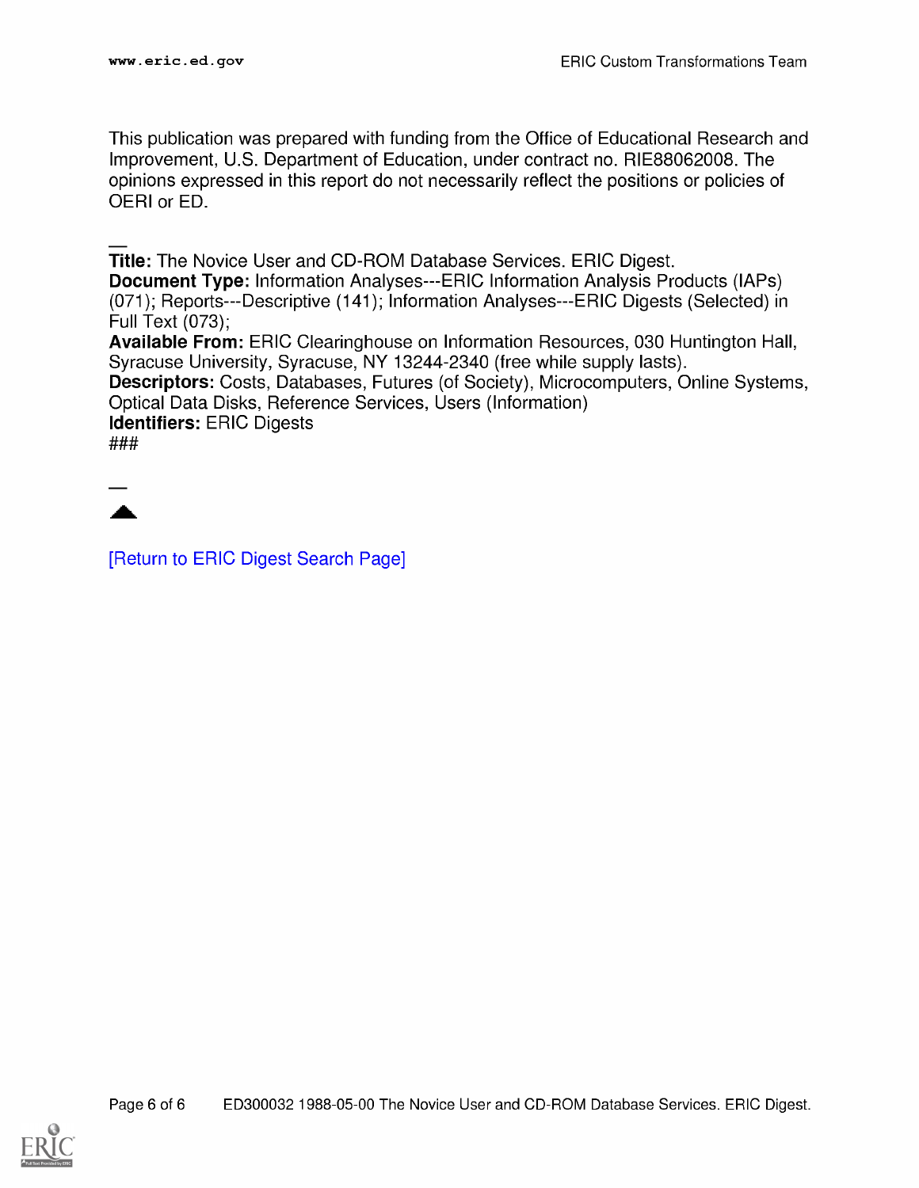This publication was prepared with funding from the Office of Educational Research and Improvement, U.S. Department of Education, under contract no. RIE88062008. The opinions expressed in this report do not necessarily reflect the positions or policies of OERI or ED.

---

**Title:** The Novice User and CD-ROM Database Services. ERIC Digest.
**Document Type:** Information Analyses---ERIC Information Analysis Products (IAPs) (071); Reports---Descriptive (141); Information Analyses---ERIC Digests (Selected) in Full Text (073);
**Available From:** ERIC Clearinghouse on Information Resources, 030 Huntington Hall, Syracuse University, Syracuse, NY 13244-2340 (free while supply lasts).
**Descriptors:** Costs, Databases, Futures (of Society), Microcomputers, Online Systems, Optical Data Disks, Reference Services, Users (Information)
**Identifiers:** ERIC Digests
###

---

[Return to ERIC Digest Search Page]